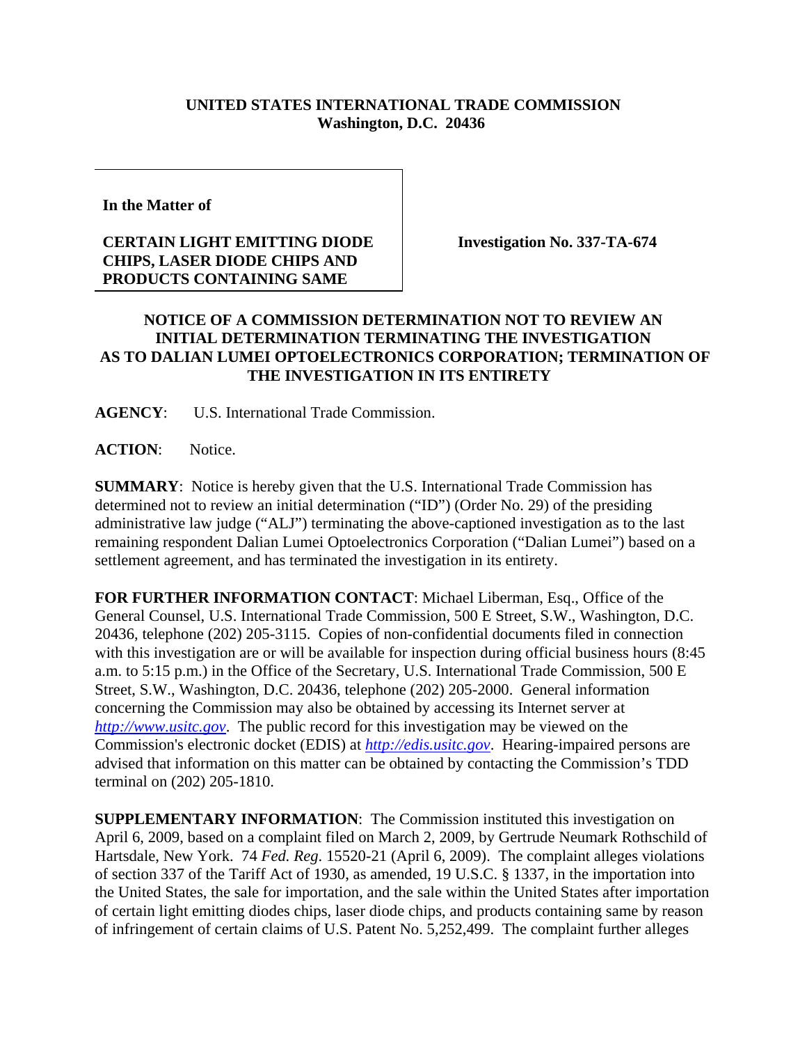**UNITED STATES INTERNATIONAL TRADE COMMISSION**
**Washington, D.C. 20436**

**In the Matter of**

**CERTAIN LIGHT EMITTING DIODE CHIPS, LASER DIODE CHIPS AND PRODUCTS CONTAINING SAME**

**Investigation No. 337-TA-674**

**NOTICE OF A COMMISSION DETERMINATION NOT TO REVIEW AN INITIAL DETERMINATION TERMINATING THE INVESTIGATION AS TO DALIAN LUMEI OPTOELECTRONICS CORPORATION; TERMINATION OF THE INVESTIGATION IN ITS ENTIRETY**

**AGENCY**: U.S. International Trade Commission.

**ACTION**: Notice.

**SUMMARY**: Notice is hereby given that the U.S. International Trade Commission has determined not to review an initial determination ("ID") (Order No. 29) of the presiding administrative law judge ("ALJ") terminating the above-captioned investigation as to the last remaining respondent Dalian Lumei Optoelectronics Corporation ("Dalian Lumei") based on a settlement agreement, and has terminated the investigation in its entirety.

**FOR FURTHER INFORMATION CONTACT**: Michael Liberman, Esq., Office of the General Counsel, U.S. International Trade Commission, 500 E Street, S.W., Washington, D.C. 20436, telephone (202) 205-3115. Copies of non-confidential documents filed in connection with this investigation are or will be available for inspection during official business hours (8:45 a.m. to 5:15 p.m.) in the Office of the Secretary, U.S. International Trade Commission, 500 E Street, S.W., Washington, D.C. 20436, telephone (202) 205-2000. General information concerning the Commission may also be obtained by accessing its Internet server at *http://www.usitc.gov*. The public record for this investigation may be viewed on the Commission's electronic docket (EDIS) at *http://edis.usitc.gov*. Hearing-impaired persons are advised that information on this matter can be obtained by contacting the Commission's TDD terminal on (202) 205-1810.

**SUPPLEMENTARY INFORMATION**: The Commission instituted this investigation on April 6, 2009, based on a complaint filed on March 2, 2009, by Gertrude Neumark Rothschild of Hartsdale, New York. 74 *Fed. Reg*. 15520-21 (April 6, 2009). The complaint alleges violations of section 337 of the Tariff Act of 1930, as amended, 19 U.S.C. § 1337, in the importation into the United States, the sale for importation, and the sale within the United States after importation of certain light emitting diodes chips, laser diode chips, and products containing same by reason of infringement of certain claims of U.S. Patent No. 5,252,499. The complaint further alleges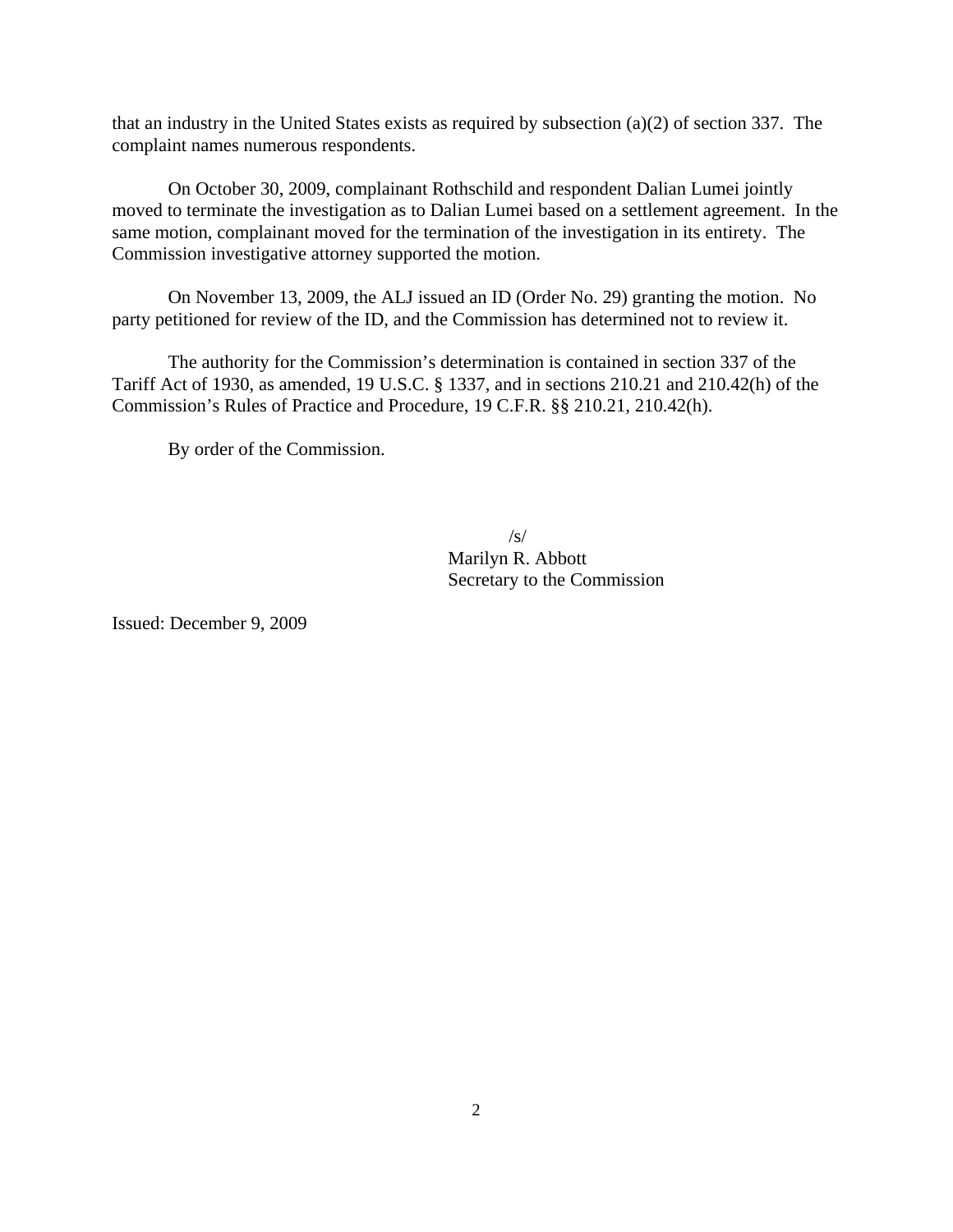that an industry in the United States exists as required by subsection (a)(2) of section 337. The complaint names numerous respondents.

On October 30, 2009, complainant Rothschild and respondent Dalian Lumei jointly moved to terminate the investigation as to Dalian Lumei based on a settlement agreement. In the same motion, complainant moved for the termination of the investigation in its entirety. The Commission investigative attorney supported the motion.

On November 13, 2009, the ALJ issued an ID (Order No. 29) granting the motion. No party petitioned for review of the ID, and the Commission has determined not to review it.

The authority for the Commission's determination is contained in section 337 of the Tariff Act of 1930, as amended, 19 U.S.C. § 1337, and in sections 210.21 and 210.42(h) of the Commission's Rules of Practice and Procedure, 19 C.F.R. §§ 210.21, 210.42(h).

By order of the Commission.

/s/
Marilyn R. Abbott
Secretary to the Commission

Issued: December 9, 2009